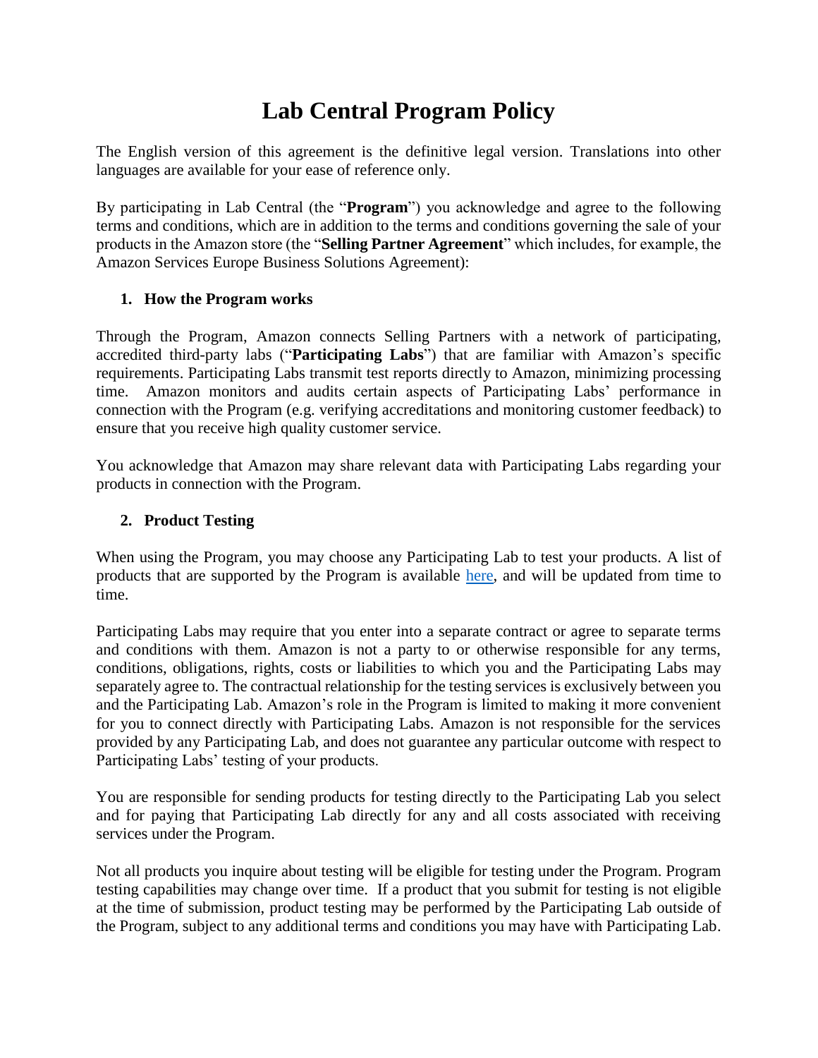# Lab Central Program Policy

The English version of this agreement is the definitive legal version. Translations into other languages are available for your ease of reference only.

By participating in Lab Central (the "**Program**") you acknowledge and agree to the following terms and conditions, which are in addition to the terms and conditions governing the sale of your products in the Amazon store (the "**Selling Partner Agreement**" which includes, for example, the Amazon Services Europe Business Solutions Agreement):

## 1. How the Program works

Through the Program, Amazon connects Selling Partners with a network of participating, accredited third-party labs ("**Participating Labs**") that are familiar with Amazon's specific requirements. Participating Labs transmit test reports directly to Amazon, minimizing processing time. Amazon monitors and audits certain aspects of Participating Labs' performance in connection with the Program (e.g. verifying accreditations and monitoring customer feedback) to ensure that you receive high quality customer service.

You acknowledge that Amazon may share relevant data with Participating Labs regarding your products in connection with the Program.

## 2. Product Testing

When using the Program, you may choose any Participating Lab to test your products. A list of products that are supported by the Program is available here, and will be updated from time to time.

Participating Labs may require that you enter into a separate contract or agree to separate terms and conditions with them. Amazon is not a party to or otherwise responsible for any terms, conditions, obligations, rights, costs or liabilities to which you and the Participating Labs may separately agree to. The contractual relationship for the testing services is exclusively between you and the Participating Lab. Amazon's role in the Program is limited to making it more convenient for you to connect directly with Participating Labs. Amazon is not responsible for the services provided by any Participating Lab, and does not guarantee any particular outcome with respect to Participating Labs' testing of your products.

You are responsible for sending products for testing directly to the Participating Lab you select and for paying that Participating Lab directly for any and all costs associated with receiving services under the Program.

Not all products you inquire about testing will be eligible for testing under the Program. Program testing capabilities may change over time. If a product that you submit for testing is not eligible at the time of submission, product testing may be performed by the Participating Lab outside of the Program, subject to any additional terms and conditions you may have with Participating Lab.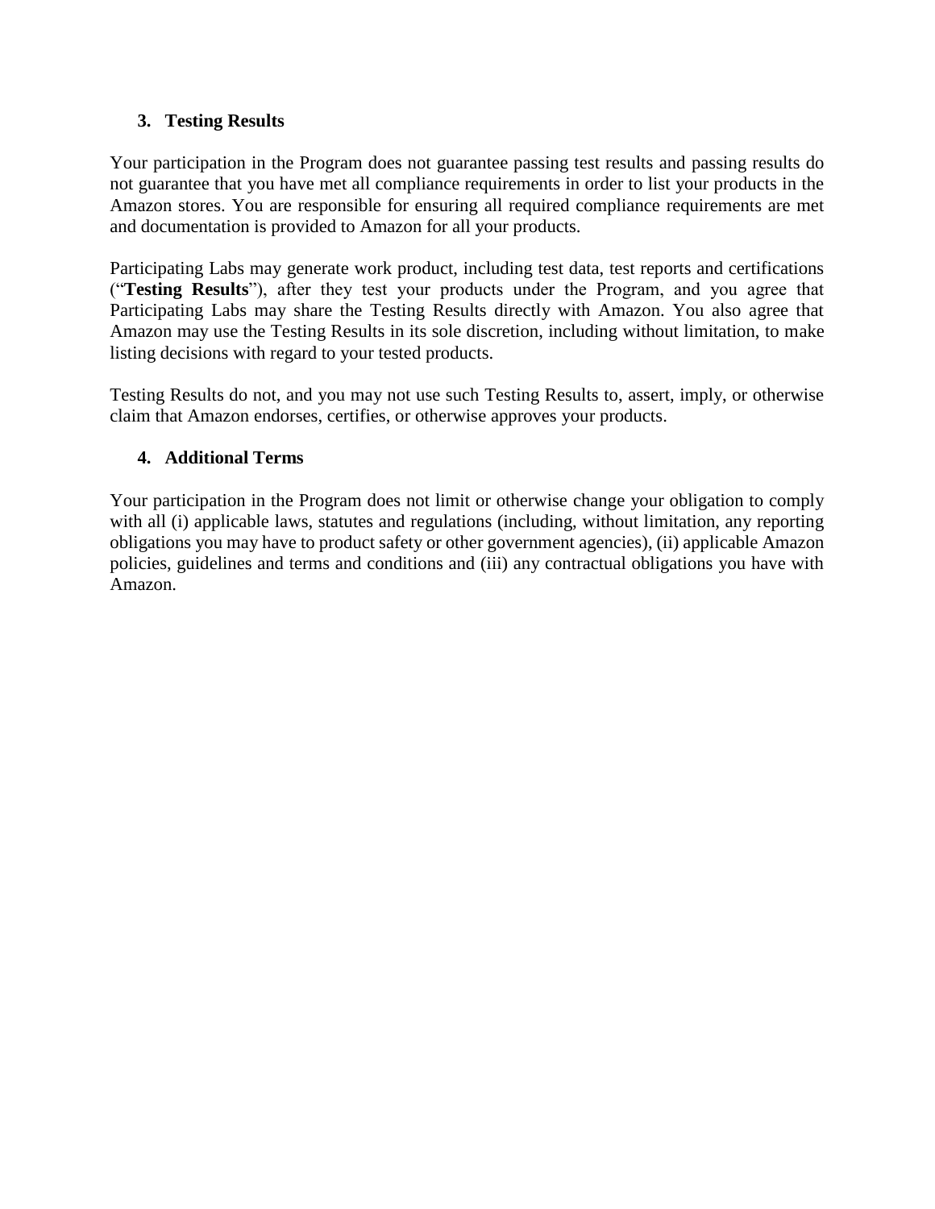### 3. Testing Results

Your participation in the Program does not guarantee passing test results and passing results do not guarantee that you have met all compliance requirements in order to list your products in the Amazon stores. You are responsible for ensuring all required compliance requirements are met and documentation is provided to Amazon for all your products.

Participating Labs may generate work product, including test data, test reports and certifications ("**Testing Results**"), after they test your products under the Program, and you agree that Participating Labs may share the Testing Results directly with Amazon. You also agree that Amazon may use the Testing Results in its sole discretion, including without limitation, to make listing decisions with regard to your tested products.

Testing Results do not, and you may not use such Testing Results to, assert, imply, or otherwise claim that Amazon endorses, certifies, or otherwise approves your products.

### 4. Additional Terms

Your participation in the Program does not limit or otherwise change your obligation to comply with all (i) applicable laws, statutes and regulations (including, without limitation, any reporting obligations you may have to product safety or other government agencies), (ii) applicable Amazon policies, guidelines and terms and conditions and (iii) any contractual obligations you have with Amazon.